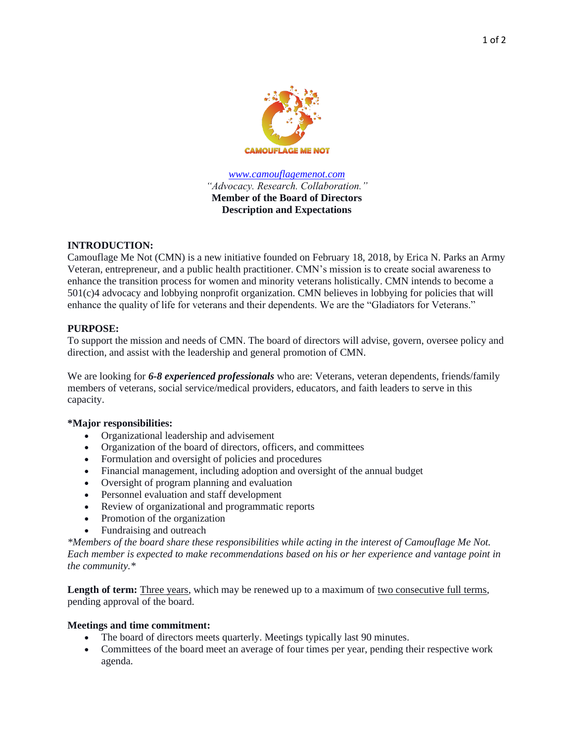CAMOUFLAGE ME NOT

*[www.camouflagemenot.com](http://www.camouflagemenot.com)*

*"Advocacy. Research. Collaboration."*

**Member of the Board of Directors**
**Description and Expectations**

**INTRODUCTION:**

Camouflage Me Not (CMN) is a new initiative founded on February 18, 2018, by Erica N. Parks an Army Veteran, entrepreneur, and a public health practitioner. CMN's mission is to create social awareness to enhance the transition process for women and minority veterans holistically. CMN intends to become a 501(c)4 advocacy and lobbying nonprofit organization. CMN believes in lobbying for policies that will enhance the quality of life for veterans and their dependents. We are the "Gladiators for Veterans."

**PURPOSE:**

To support the mission and needs of CMN. The board of directors will advise, govern, oversee policy and direction, and assist with the leadership and general promotion of CMN.

We are looking for ***6-8 experienced professionals*** who are: Veterans, veteran dependents, friends/family members of veterans, social service/medical providers, educators, and faith leaders to serve in this capacity.

**\*Major responsibilities:**

- Organizational leadership and advisement
- Organization of the board of directors, officers, and committees
- Formulation and oversight of policies and procedures
- Financial management, including adoption and oversight of the annual budget
- Oversight of program planning and evaluation
- Personnel evaluation and staff development
- Review of organizational and programmatic reports
- Promotion of the organization
- Fundraising and outreach

*\*Members of the board share these responsibilities while acting in the interest of Camouflage Me Not. Each member is expected to make recommendations based on his or her experience and vantage point in the community.\**

**Length of term:** <u>Three years</u>, which may be renewed up to a maximum of <u>two consecutive full terms</u>, pending approval of the board.

**Meetings and time commitment:**

- The board of directors meets quarterly. Meetings typically last 90 minutes.
- Committees of the board meet an average of four times per year, pending their respective work agenda.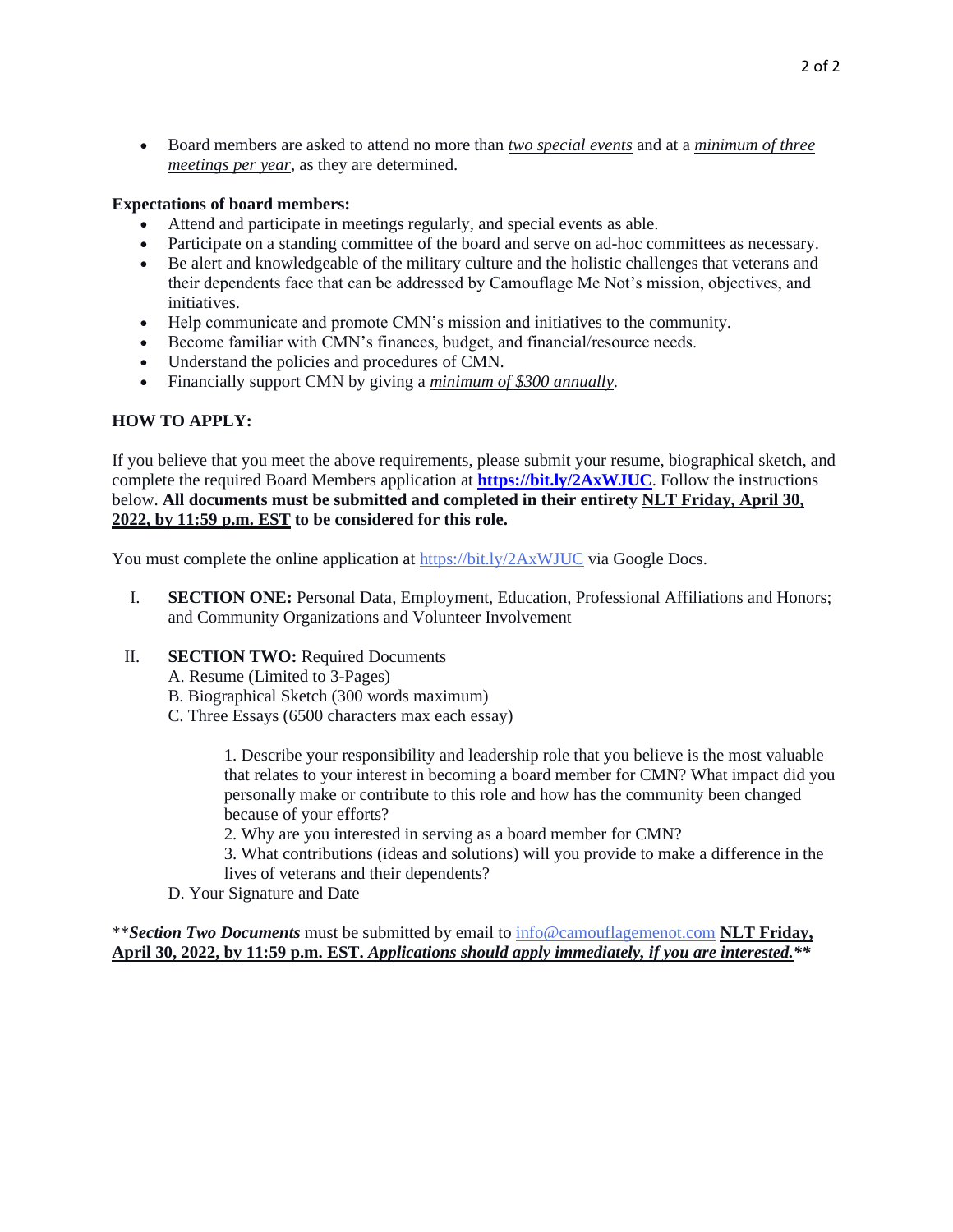- Board members are asked to attend no more than ***two special events*** and at a ***minimum of three meetings per year***, as they are determined.

**Expectations of board members:**

- Attend and participate in meetings regularly, and special events as able.
- Participate on a standing committee of the board and serve on ad-hoc committees as necessary.
- Be alert and knowledgeable of the military culture and the holistic challenges that veterans and their dependents face that can be addressed by Camouflage Me Not's mission, objectives, and initiatives.
- Help communicate and promote CMN's mission and initiatives to the community.
- Become familiar with CMN's finances, budget, and financial/resource needs.
- Understand the policies and procedures of CMN.
- Financially support CMN by giving a ***minimum of $300 annually***.

**HOW TO APPLY:**

If you believe that you meet the above requirements, please submit your resume, biographical sketch, and complete the required Board Members application at **https://bit.ly/2AxWJUC**. Follow the instructions below. **All documents must be submitted and completed in their entirety NLT Friday, April 30, 2022, by 11:59 p.m. EST to be considered for this role.**

You must complete the online application at https://bit.ly/2AxWJUC via Google Docs.

I. **SECTION ONE:** Personal Data, Employment, Education, Professional Affiliations and Honors; and Community Organizations and Volunteer Involvement

II. **SECTION TWO:** Required Documents
   A. Resume (Limited to 3-Pages)
   B. Biographical Sketch (300 words maximum)
   C. Three Essays (6500 characters max each essay)

      1. Describe your responsibility and leadership role that you believe is the most valuable that relates to your interest in becoming a board member for CMN? What impact did you personally make or contribute to this role and how has the community been changed because of your efforts?
      2. Why are you interested in serving as a board member for CMN?
      3. What contributions (ideas and solutions) will you provide to make a difference in the lives of veterans and their dependents?

   D. Your Signature and Date

***Section Two Documents** must be submitted by email to info@camouflagemenot.com **NLT Friday, April 30, 2022, by 11:59 p.m. EST. *Applications should apply immediately, if you are interested.*****